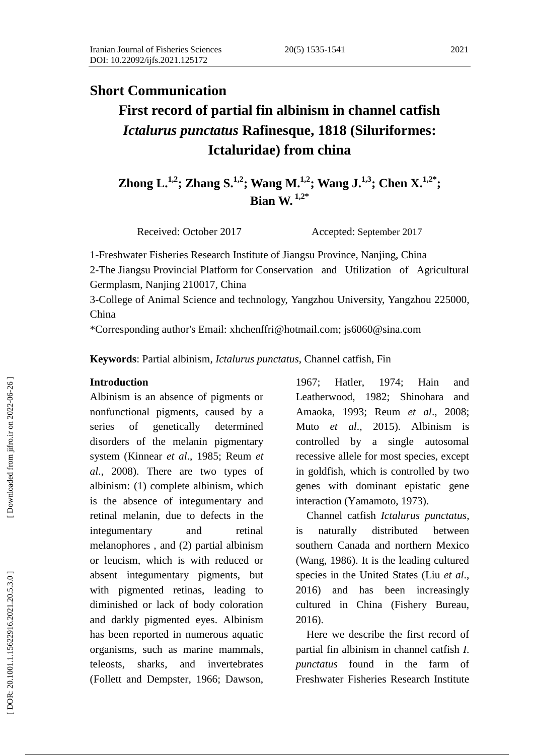**Short Communication**

# First record of partial fin albinism in channel catfish *Ictalurus punctatus* Rafinesque, 1818 (Siluriformes: Ictaluridae) from china

**Zhong L.[1,2]; Zhang S.[1,2]; Wang M.[1,2]; Wang J.[1,3]; Chen X.[1,2*]; Bian W. [1,2*]**

Received: October 2017 Accepted: September 2017

1-Freshwater Fisheries Research Institute of Jiangsu Province, Nanjing, China

2-The Jiangsu Provincial Platform for Conservation and Utilization of Agricultural Germplasm, Nanjing 210017, China

3-College of Animal Science and technology, Yangzhou University, Yangzhou 225000, China

*Corresponding author's Email: xhchenffri@hotmail.com; js6060@sina.com

**Keywords**: Partial albinism, *Ictalurus punctatus*, Channel catfish, Fin

## Introduction

Albinism is an absence of pigments or nonfunctional pigments, caused by a series of genetically determined disorders of the melanin pigmentary system (Kinnear *et al*., 1985; Reum *et al*., 2008). There are two types of albinism: (1) complete albinism, which is the absence of integumentary and retinal melanin, due to defects in the integumentary and retinal melanophores , and (2) partial albinism or leucism, which is with reduced or absent integumentary pigments, but with pigmented retinas, leading to diminished or lack of body coloration and darkly pigmented eyes. Albinism has been reported in numerous aquatic organisms, such as marine mammals, teleosts, sharks, and invertebrates (Follett and Dempster, 1966; Dawson, 1967; Hatler, 1974; Hain and Leatherwood, 1982; Shinohara and Amaoka, 1993; Reum *et al*., 2008; Muto *et al*., 2015). Albinism is controlled by a single autosomal recessive allele for most species, except in goldfish, which is controlled by two genes with dominant epistatic gene interaction (Yamamoto, 1973).

Channel catfish *Ictalurus punctatus*, is naturally distributed between southern Canada and northern Mexico (Wang, 1986). It is the leading cultured species in the United States (Liu *et al*., 2016) and has been increasingly cultured in China (Fishery Bureau, 2016).

Here we describe the first record of partial fin albinism in channel catfish *I. punctatus* found in the farm of Freshwater Fisheries Research Institute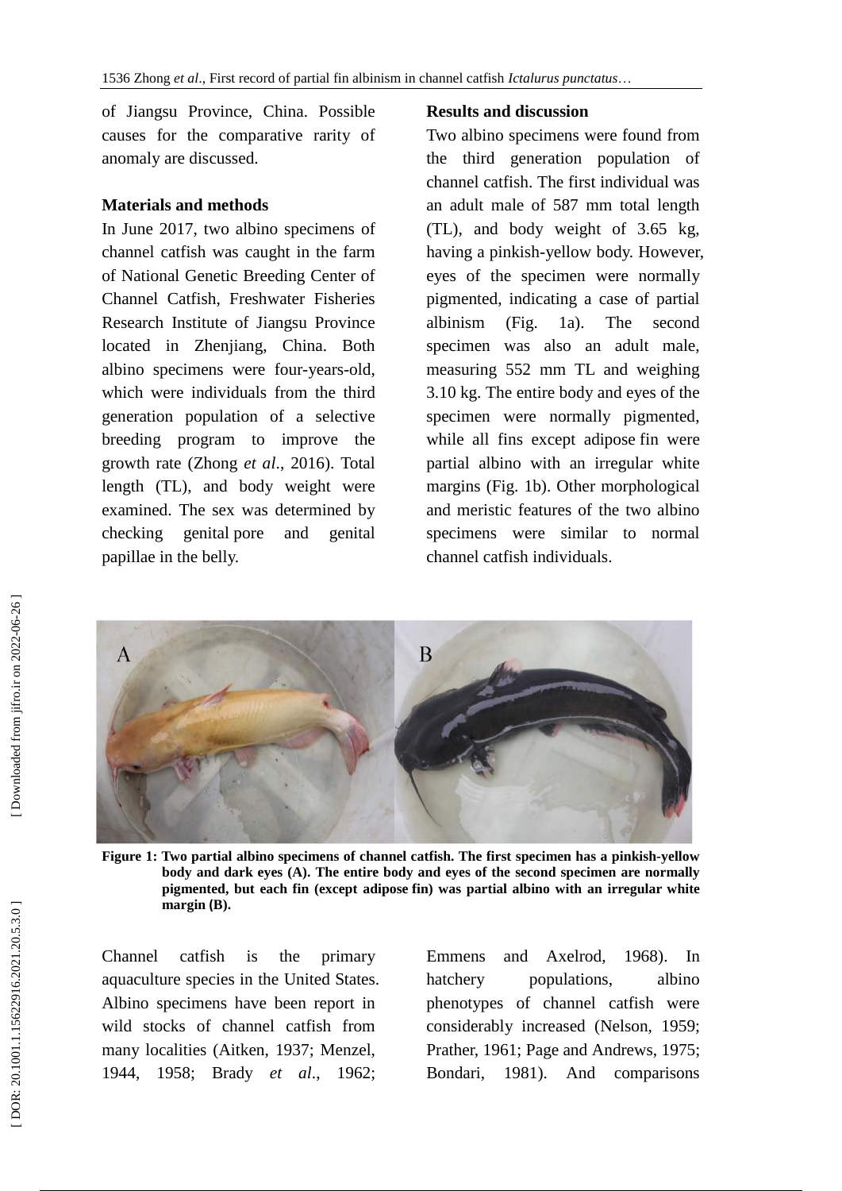of Jiangsu Province, China. Possible causes for the comparative rarity of anomaly are discussed.

## Materials and methods

In June 2017, two albino specimens of channel catfish was caught in the farm of National Genetic Breeding Center of Channel Catfish, Freshwater Fisheries Research Institute of Jiangsu Province located in Zhenjiang, China. Both albino specimens were four-years-old, which were individuals from the third generation population of a selective breeding program to improve the growth rate (Zhong *et al*., 2016). Total length (TL), and body weight were examined. The sex was determined by checking genital pore and genital papillae in the belly.

## Results and discussion

Two albino specimens were found from the third generation population of channel catfish. The first individual was an adult male of 587 mm total length (TL), and body weight of 3.65 kg, having a pinkish-yellow body. However, eyes of the specimen were normally pigmented, indicating a case of partial albinism (Fig. 1a). The second specimen was also an adult male, measuring 552 mm TL and weighing 3.10 kg. The entire body and eyes of the specimen were normally pigmented, while all fins except adipose fin were partial albino with an irregular white margins (Fig. 1b). Other morphological and meristic features of the two albino specimens were similar to normal channel catfish individuals.

**Figure 1: Two partial albino specimens of channel catfish. The first specimen has a pinkish-yellow body and dark eyes (A). The entire body and eyes of the second specimen are normally pigmented, but each fin (except adipose fin) was partial albino with an irregular white margin (B).**

Channel catfish is the primary aquaculture species in the United States. Albino specimens have been report in wild stocks of channel catfish from many localities (Aitken, 1937; Menzel, 1944, 1958; Brady *et al*., 1962; Emmens and Axelrod, 1968). In hatchery populations, albino phenotypes of channel catfish were considerably increased (Nelson, 1959; Prather, 1961; Page and Andrews, 1975; Bondari, 1981). And comparisons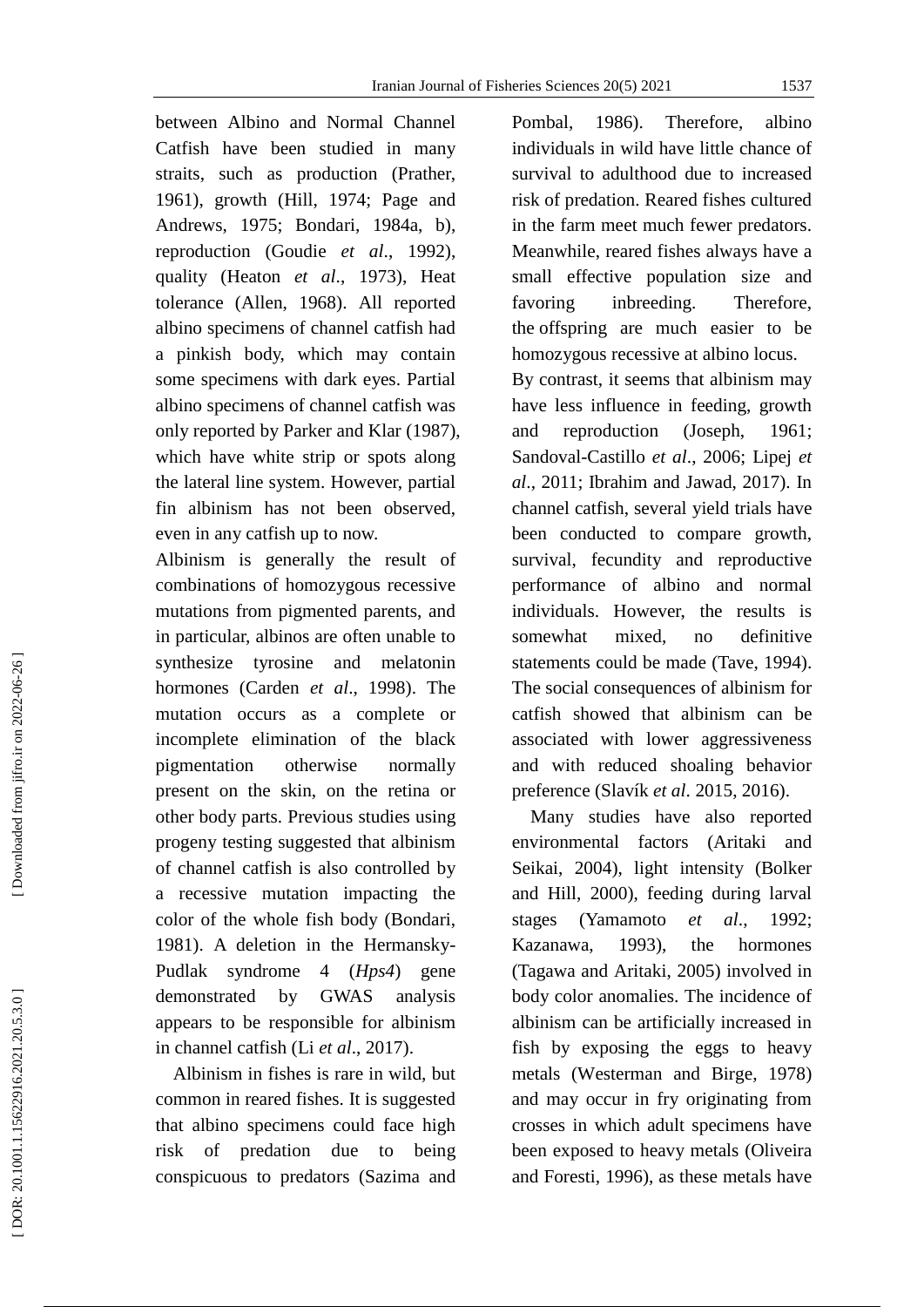between Albino and Normal Channel Catfish have been studied in many straits, such as production (Prather, 1961), growth (Hill, 1974; Page and Andrews, 1975; Bondari, 1984a, b), reproduction (Goudie *et al*., 1992), quality (Heaton *et al*., 1973), Heat tolerance (Allen, 1968). All reported albino specimens of channel catfish had a pinkish body, which may contain some specimens with dark eyes. Partial albino specimens of channel catfish was only reported by Parker and Klar (1987), which have white strip or spots along the lateral line system. However, partial fin albinism has not been observed, even in any catfish up to now.

Albinism is generally the result of combinations of homozygous recessive mutations from pigmented parents, and in particular, albinos are often unable to synthesize tyrosine and melatonin hormones (Carden *et al*., 1998). The mutation occurs as a complete or incomplete elimination of the black pigmentation otherwise normally present on the skin, on the retina or other body parts. Previous studies using progeny testing suggested that albinism of channel catfish is also controlled by a recessive mutation impacting the color of the whole fish body (Bondari, 1981). A deletion in the Hermansky-Pudlak syndrome 4 (*Hps4*) gene demonstrated by GWAS analysis appears to be responsible for albinism in channel catfish (Li *et al*., 2017).

Albinism in fishes is rare in wild, but common in reared fishes. It is suggested that albino specimens could face high risk of predation due to being conspicuous to predators (Sazima and Pombal, 1986). Therefore, albino individuals in wild have little chance of survival to adulthood due to increased risk of predation. Reared fishes cultured in the farm meet much fewer predators. Meanwhile, reared fishes always have a small effective population size and favoring inbreeding. Therefore, the offspring are much easier to be homozygous recessive at albino locus.

By contrast, it seems that albinism may have less influence in feeding, growth and reproduction (Joseph, 1961; Sandoval-Castillo *et al*., 2006; Lipej *et al*., 2011; Ibrahim and Jawad, 2017). In channel catfish, several yield trials have been conducted to compare growth, survival, fecundity and reproductive performance of albino and normal individuals. However, the results is somewhat mixed, no definitive statements could be made (Tave, 1994). The social consequences of albinism for catfish showed that albinism can be associated with lower aggressiveness and with reduced shoaling behavior preference (Slavík *et al*. 2015, 2016).

Many studies have also reported environmental factors (Aritaki and Seikai, 2004), light intensity (Bolker and Hill, 2000), feeding during larval stages (Yamamoto *et al*., 1992; Kazanawa, 1993), the hormones (Tagawa and Aritaki, 2005) involved in body color anomalies. The incidence of albinism can be artificially increased in fish by exposing the eggs to heavy metals (Westerman and Birge, 1978) and may occur in fry originating from crosses in which adult specimens have been exposed to heavy metals (Oliveira and Foresti, 1996), as these metals have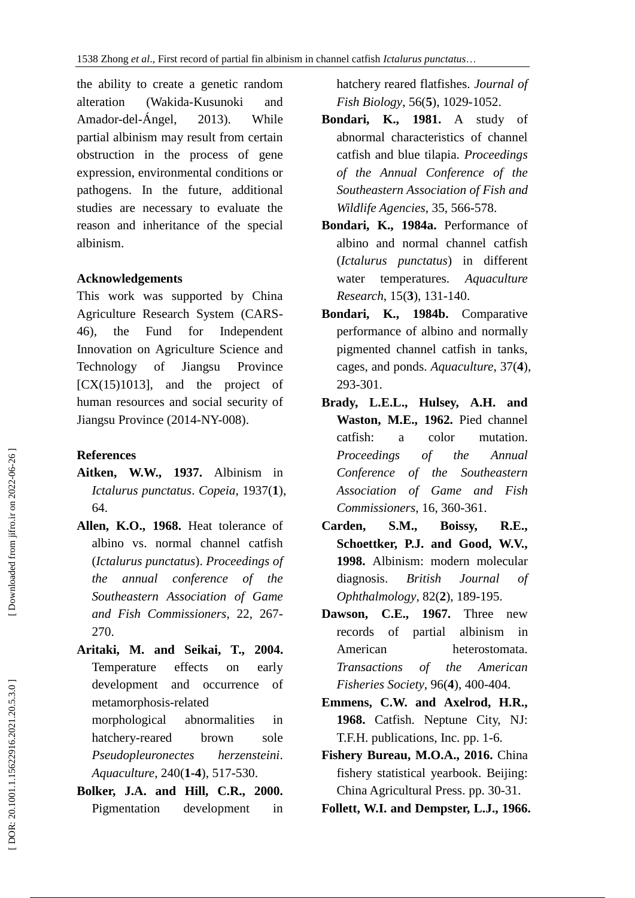the ability to create a genetic random alteration (Wakida-Kusunoki and Amador-del-Ángel, 2013). While partial albinism may result from certain obstruction in the process of gene expression, environmental conditions or pathogens. In the future, additional studies are necessary to evaluate the reason and inheritance of the special albinism.

## Acknowledgements

This work was supported by China Agriculture Research System (CARS-46), the Fund for Independent Innovation on Agriculture Science and Technology of Jiangsu Province [CX(15)1013], and the project of human resources and social security of Jiangsu Province (2014-NY-008).

## References

**Aitken, W.W., 1937.** Albinism in *Ictalurus punctatus*. *Copeia*, 1937(**1**), 64.

**Allen, K.O., 1968.** Heat tolerance of albino vs. normal channel catfish (*Ictalurus punctatus*). *Proceedings of the annual conference of the Southeastern Association of Game and Fish Commissioners*, 22, 267-270.

**Aritaki, M. and Seikai, T., 2004.** Temperature effects on early development and occurrence of metamorphosis-related morphological abnormalities in hatchery-reared brown sole *Pseudopleuronectes herzensteini*. *Aquaculture*, 240(**1-4**), 517-530.

**Bolker, J.A. and Hill, C.R., 2000.** Pigmentation development in hatchery reared flatfishes. *Journal of Fish Biology*, 56(**5**), 1029-1052.

**Bondari, K., 1981.** A study of abnormal characteristics of channel catfish and blue tilapia. *Proceedings of the Annual Conference of the Southeastern Association of Fish and Wildlife Agencies*, 35, 566-578.

**Bondari, K., 1984a.** Performance of albino and normal channel catfish (*Ictalurus punctatus*) in different water temperatures. *Aquaculture Research*, 15(**3**), 131-140.

**Bondari, K., 1984b.** Comparative performance of albino and normally pigmented channel catfish in tanks, cages, and ponds. *Aquaculture*, 37(**4**), 293-301.

**Brady, L.E.L., Hulsey, A.H. and Waston, M.E., 1962.** Pied channel catfish: a color mutation. *Proceedings of the Annual Conference of the Southeastern Association of Game and Fish Commissioners*, 16, 360-361.

**Carden, S.M., Boissy, R.E., Schoettker, P.J. and Good, W.V., 1998.** Albinism: modern molecular diagnosis. *British Journal of Ophthalmology*, 82(**2**), 189-195.

**Dawson, C.E., 1967.** Three new records of partial albinism in American heterostomata. *Transactions of the American Fisheries Society*, 96(**4**), 400-404.

**Emmens, C.W. and Axelrod, H.R., 1968.** Catfish. Neptune City, NJ: T.F.H. publications, Inc. pp. 1-6.

**Fishery Bureau, M.O.A., 2016.** China fishery statistical yearbook. Beijing: China Agricultural Press. pp. 30-31.

**Follett, W.I. and Dempster, L.J., 1966.**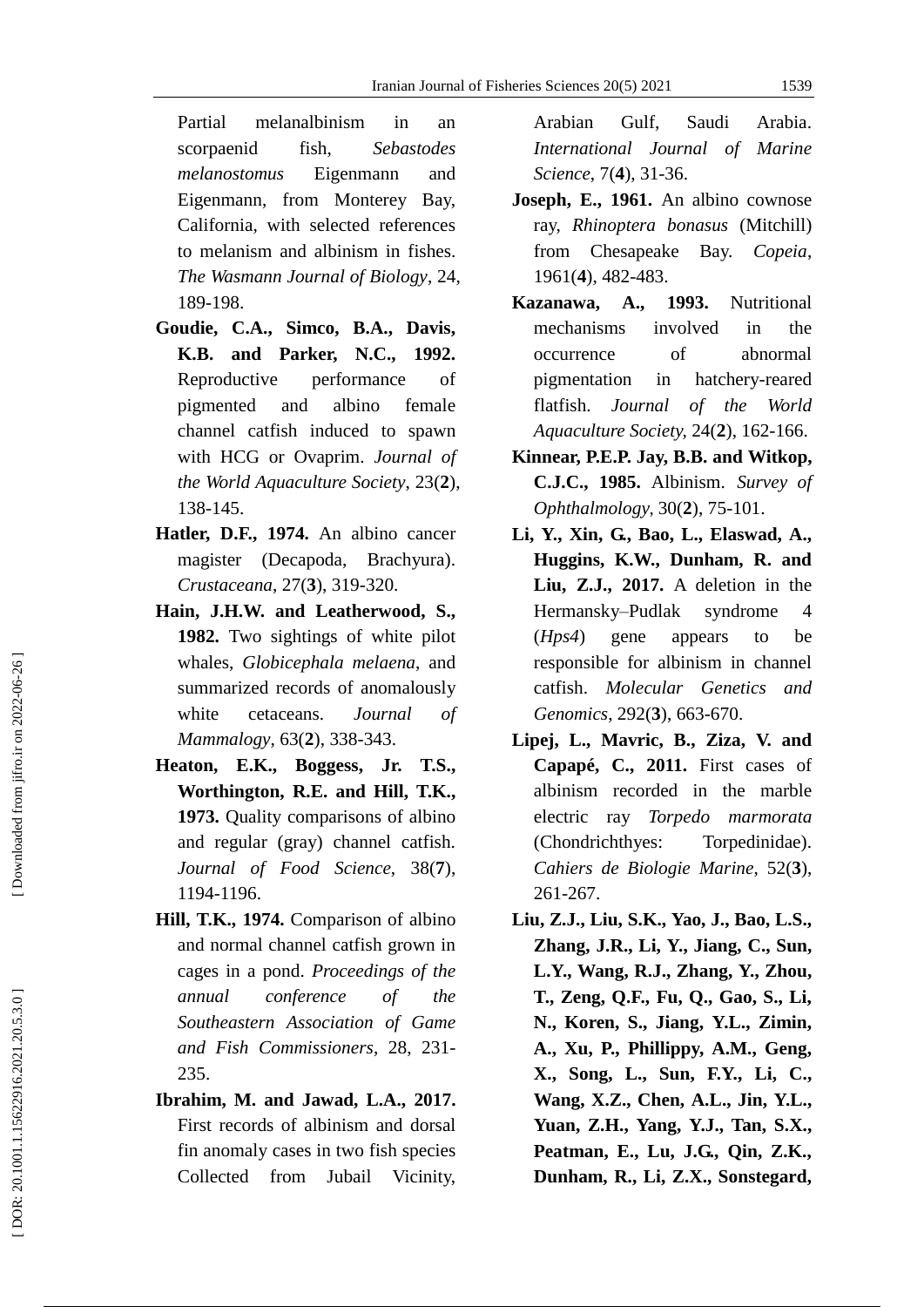Partial melanalbinism in an scorpaenid fish, *Sebastodes melanostomus* Eigenmann and Eigenmann, from Monterey Bay, California, with selected references to melanism and albinism in fishes. *The Wasmann Journal of Biology*, 24, 189-198.

**Goudie, C.A., Simco, B.A., Davis, K.B. and Parker, N.C., 1992.** Reproductive performance of pigmented and albino female channel catfish induced to spawn with HCG or Ovaprim. *Journal of the World Aquaculture Society*, 23(**2**), 138-145.

**Hatler, D.F., 1974.** An albino cancer magister (Decapoda, Brachyura). *Crustaceana*, 27(**3**), 319-320.

**Hain, J.H.W. and Leatherwood, S., 1982.** Two sightings of white pilot whales, *Globicephala melaena*, and summarized records of anomalously white cetaceans. *Journal of Mammalogy*, 63(**2**), 338-343.

**Heaton, E.K., Boggess, Jr. T.S., Worthington, R.E. and Hill, T.K., 1973.** Quality comparisons of albino and regular (gray) channel catfish. *Journal of Food Science*, 38(**7**), 1194-1196.

**Hill, T.K., 1974.** Comparison of albino and normal channel catfish grown in cages in a pond. *Proceedings of the annual conference of the Southeastern Association of Game and Fish Commissioners*, 28, 231-235.

**Ibrahim, M. and Jawad, L.A., 2017.** First records of albinism and dorsal fin anomaly cases in two fish species Collected from Jubail Vicinity, Arabian Gulf, Saudi Arabia. *International Journal of Marine Science*, 7(**4**), 31-36.

**Joseph, E., 1961.** An albino cownose ray, *Rhinoptera bonasus* (Mitchill) from Chesapeake Bay. *Copeia*, 1961(**4**), 482-483.

**Kazanawa, A., 1993.** Nutritional mechanisms involved in the occurrence of abnormal pigmentation in hatchery-reared flatfish. *Journal of the World Aquaculture Society*, 24(**2**), 162-166.

**Kinnear, P.E.P. Jay, B.B. and Witkop, C.J.C., 1985.** Albinism. *Survey of Ophthalmology*, 30(**2**), 75-101.

**Li, Y., Xin, G., Bao, L., Elaswad, A., Huggins, K.W., Dunham, R. and Liu, Z.J., 2017.** A deletion in the Hermansky–Pudlak syndrome 4 (*Hps4*) gene appears to be responsible for albinism in channel catfish. *Molecular Genetics and Genomics*, 292(**3**), 663-670.

**Lipej, L., Mavric, B., Ziza, V. and Capapé, C., 2011.** First cases of albinism recorded in the marble electric ray *Torpedo marmorata* (Chondrichthyes: Torpedinidae). *Cahiers de Biologie Marine*, 52(**3**), 261-267.

**Liu, Z.J., Liu, S.K., Yao, J., Bao, L.S., Zhang, J.R., Li, Y., Jiang, C., Sun, L.Y., Wang, R.J., Zhang, Y., Zhou, T., Zeng, Q.F., Fu, Q., Gao, S., Li, N., Koren, S., Jiang, Y.L., Zimin, A., Xu, P., Phillippy, A.M., Geng, X., Song, L., Sun, F.Y., Li, C., Wang, X.Z., Chen, A.L., Jin, Y.L., Yuan, Z.H., Yang, Y.J., Tan, S.X., Peatman, E., Lu, J.G., Qin, Z.K., Dunham, R., Li, Z.X., Sonstegard,**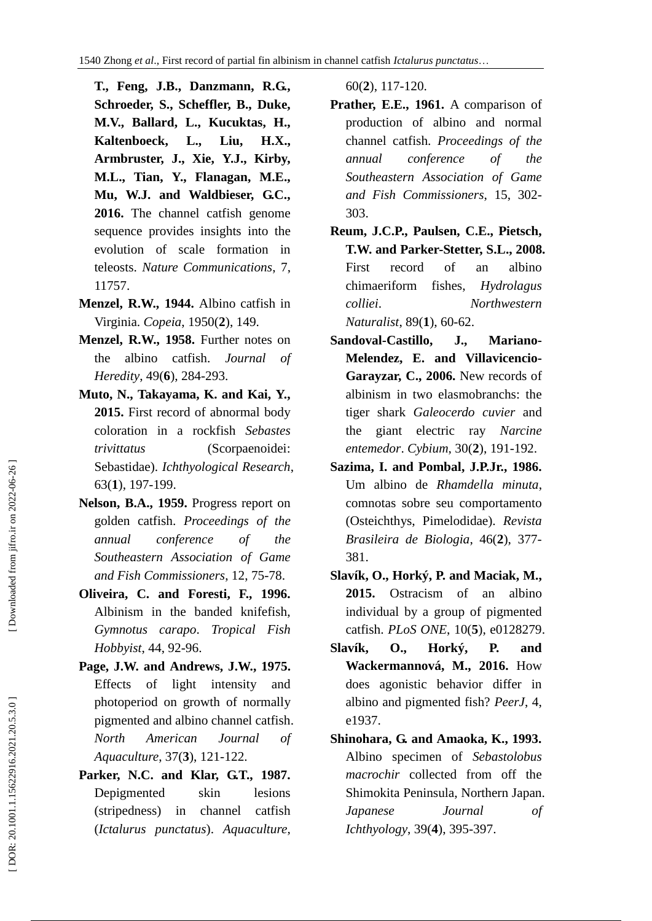**T., Feng, J.B., Danzmann, R.G., Schroeder, S., Scheffler, B., Duke, M.V., Ballard, L., Kucuktas, H., Kaltenboeck, L., Liu, H.X., Armbruster, J., Xie, Y.J., Kirby, M.L., Tian, Y., Flanagan, M.E., Mu, W.J. and Waldbieser, G.C., 2016.** The channel catfish genome sequence provides insights into the evolution of scale formation in teleosts. *Nature Communications*, 7, 11757.

**Menzel, R.W., 1944.** Albino catfish in Virginia. *Copeia*, 1950(**2**), 149.

**Menzel, R.W., 1958.** Further notes on the albino catfish. *Journal of Heredity*, 49(**6**), 284-293.

**Muto, N., Takayama, K. and Kai, Y., 2015.** First record of abnormal body coloration in a rockfish *Sebastes trivittatus* (Scorpaenoidei: Sebastidae). *Ichthyological Research*, 63(**1**), 197-199.

**Nelson, B.A., 1959.** Progress report on golden catfish. *Proceedings of the annual conference of the Southeastern Association of Game and Fish Commissioners*, 12, 75-78.

**Oliveira, C. and Foresti, F., 1996.** Albinism in the banded knifefish, *Gymnotus carapo*. *Tropical Fish Hobbyist*, 44, 92-96.

**Page, J.W. and Andrews, J.W., 1975.** Effects of light intensity and photoperiod on growth of normally pigmented and albino channel catfish. *North American Journal of Aquaculture*, 37(**3**), 121-122.

**Parker, N.C. and Klar, G.T., 1987.** Depigmented skin lesions (stripedness) in channel catfish (*Ictalurus punctatus*). *Aquaculture*, 60(**2**), 117-120.

**Prather, E.E., 1961.** A comparison of production of albino and normal channel catfish. *Proceedings of the annual conference of the Southeastern Association of Game and Fish Commissioners*, 15, 302-303.

**Reum, J.C.P., Paulsen, C.E., Pietsch, T.W. and Parker-Stetter, S.L., 2008.** First record of an albino chimaeriform fishes, *Hydrolagus colliei*. *Northwestern Naturalist*, 89(**1**), 60-62.

**Sandoval-Castillo, J., Mariano-Melendez, E. and Villavicencio-Garayzar, C., 2006.** New records of albinism in two elasmobranchs: the tiger shark *Galeocerdo cuvier* and the giant electric ray *Narcine entemedor*. *Cybium*, 30(**2**), 191-192.

**Sazima, I. and Pombal, J.P.Jr., 1986.** Um albino de *Rhamdella minuta*, comnotas sobre seu comportamento (Osteichthys, Pimelodidae). *Revista Brasileira de Biologia*, 46(**2**), 377-381.

**Slavík, O., Horký, P. and Maciak, M., 2015.** Ostracism of an albino individual by a group of pigmented catfish. *PLoS ONE*, 10(**5**), e0128279.

**Slavík, O., Horký, P. and Wackermannová, M., 2016.** How does agonistic behavior differ in albino and pigmented fish? *PeerJ*, 4, e1937.

**Shinohara, G. and Amaoka, K., 1993.** Albino specimen of *Sebastolobus macrochir* collected from off the Shimokita Peninsula, Northern Japan. *Japanese Journal of Ichthyology*, 39(**4**), 395-397.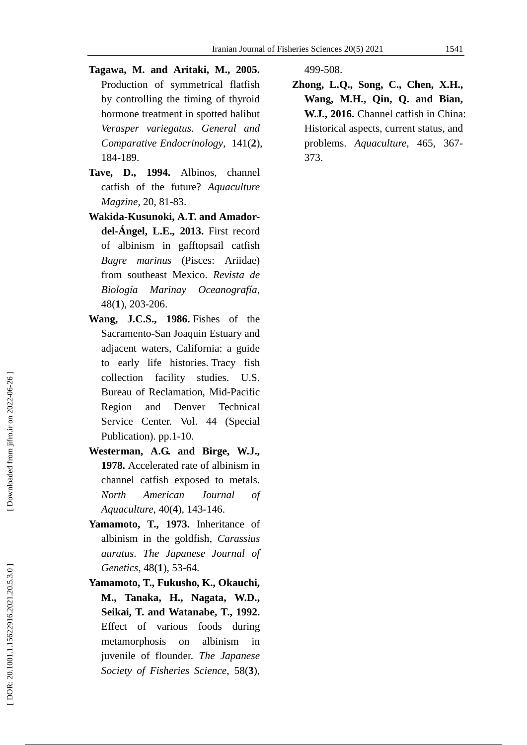**Tagawa, M. and Aritaki, M., 2005.** Production of symmetrical flatfish by controlling the timing of thyroid hormone treatment in spotted halibut *Verasper variegatus*. *General and Comparative Endocrinology*, 141(**2**), 184-189.

**Tave, D., 1994.** Albinos, channel catfish of the future? *Aquaculture Magzine*, 20, 81-83.

**Wakida-Kusunoki, A.T. and Amador-del-Ángel, L.E., 2013.** First record of albinism in gafftopsail catfish *Bagre marinus* (Pisces: Ariidae) from southeast Mexico. *Revista de Biología Marinay Oceanografía*, 48(**1**), 203-206.

**Wang, J.C.S., 1986.** Fishes of the Sacramento-San Joaquin Estuary and adjacent waters, California: a guide to early life histories. Tracy fish collection facility studies. U.S. Bureau of Reclamation, Mid-Pacific Region and Denver Technical Service Center. Vol. 44 (Special Publication). pp.1-10.

**Westerman, A.G. and Birge, W.J., 1978.** Accelerated rate of albinism in channel catfish exposed to metals. *North American Journal of Aquaculture*, 40(**4**), 143-146.

**Yamamoto, T., 1973.** Inheritance of albinism in the goldfish, *Carassius auratus*. *The Japanese Journal of Genetics*, 48(**1**), 53-64.

**Yamamoto, T., Fukusho, K., Okauchi, M., Tanaka, H., Nagata, W.D., Seikai, T. and Watanabe, T., 1992.** Effect of various foods during metamorphosis on albinism in juvenile of flounder. *The Japanese Society of Fisheries Science*, 58(**3**), 499-508.

**Zhong, L.Q., Song, C., Chen, X.H., Wang, M.H., Qin, Q. and Bian, W.J., 2016.** Channel catfish in China: Historical aspects, current status, and problems. *Aquaculture*, 465, 367-373.